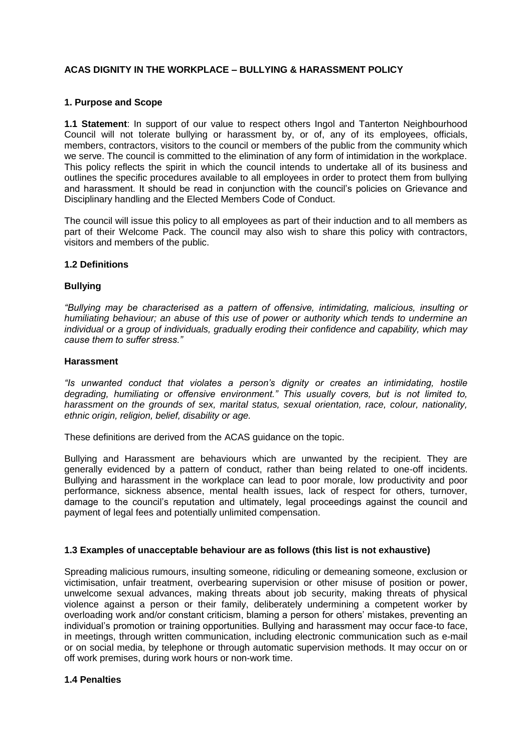# ACAS DIGNITY IN THE WORKPLACE – BULLYING & HARASSMENT POLICY

## 1. Purpose and Scope

**1.1 Statement**: In support of our value to respect others Ingol and Tanterton Neighbourhood Council will not tolerate bullying or harassment by, or of, any of its employees, officials, members, contractors, visitors to the council or members of the public from the community which we serve. The council is committed to the elimination of any form of intimidation in the workplace. This policy reflects the spirit in which the council intends to undertake all of its business and outlines the specific procedures available to all employees in order to protect them from bullying and harassment. It should be read in conjunction with the council's policies on Grievance and Disciplinary handling and the Elected Members Code of Conduct.

The council will issue this policy to all employees as part of their induction and to all members as part of their Welcome Pack. The council may also wish to share this policy with contractors, visitors and members of the public.

### 1.2 Definitions

**Bullying**

*"Bullying may be characterised as a pattern of offensive, intimidating, malicious, insulting or humiliating behaviour; an abuse of this use of power or authority which tends to undermine an individual or a group of individuals, gradually eroding their confidence and capability, which may cause them to suffer stress."*

**Harassment**

*"Is unwanted conduct that violates a person's dignity or creates an intimidating, hostile degrading, humiliating or offensive environment." This usually covers, but is not limited to, harassment on the grounds of sex, marital status, sexual orientation, race, colour, nationality, ethnic origin, religion, belief, disability or age.*

These definitions are derived from the ACAS guidance on the topic.

Bullying and Harassment are behaviours which are unwanted by the recipient. They are generally evidenced by a pattern of conduct, rather than being related to one-off incidents. Bullying and harassment in the workplace can lead to poor morale, low productivity and poor performance, sickness absence, mental health issues, lack of respect for others, turnover, damage to the council's reputation and ultimately, legal proceedings against the council and payment of legal fees and potentially unlimited compensation.

### 1.3 Examples of unacceptable behaviour are as follows (this list is not exhaustive)

Spreading malicious rumours, insulting someone, ridiculing or demeaning someone, exclusion or victimisation, unfair treatment, overbearing supervision or other misuse of position or power, unwelcome sexual advances, making threats about job security, making threats of physical violence against a person or their family, deliberately undermining a competent worker by overloading work and/or constant criticism, blaming a person for others' mistakes, preventing an individual's promotion or training opportunities. Bullying and harassment may occur face-to face, in meetings, through written communication, including electronic communication such as e-mail or on social media, by telephone or through automatic supervision methods. It may occur on or off work premises, during work hours or non-work time.

### 1.4 Penalties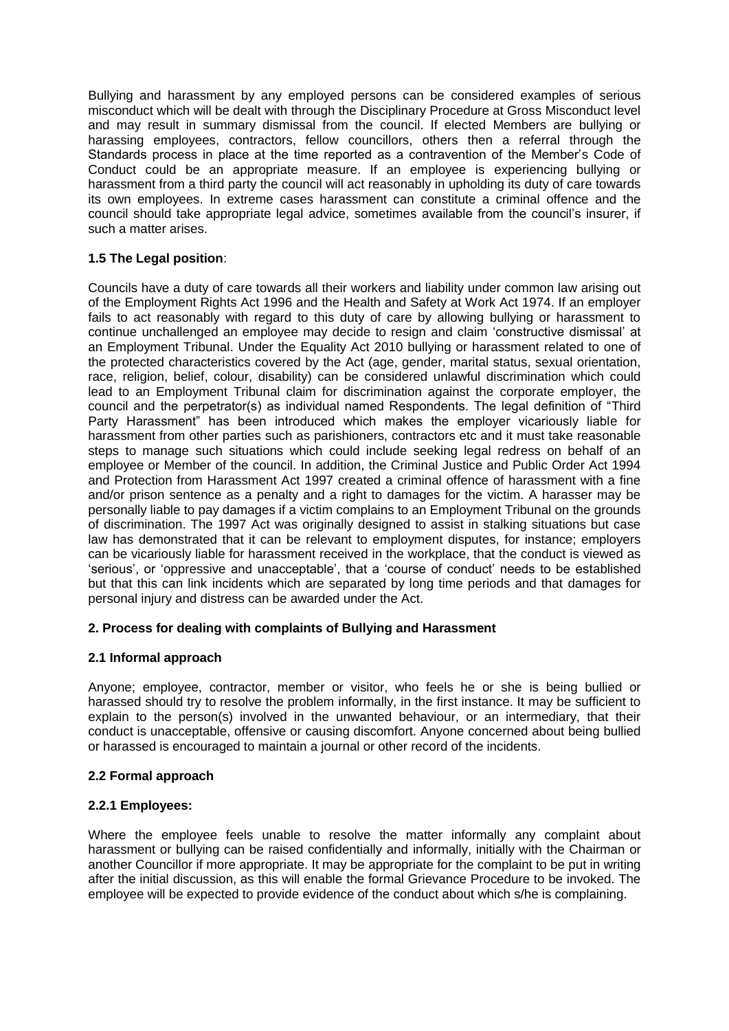Bullying and harassment by any employed persons can be considered examples of serious misconduct which will be dealt with through the Disciplinary Procedure at Gross Misconduct level and may result in summary dismissal from the council. If elected Members are bullying or harassing employees, contractors, fellow councillors, others then a referral through the Standards process in place at the time reported as a contravention of the Member's Code of Conduct could be an appropriate measure. If an employee is experiencing bullying or harassment from a third party the council will act reasonably in upholding its duty of care towards its own employees. In extreme cases harassment can constitute a criminal offence and the council should take appropriate legal advice, sometimes available from the council's insurer, if such a matter arises.

### 1.5 The Legal position:

Councils have a duty of care towards all their workers and liability under common law arising out of the Employment Rights Act 1996 and the Health and Safety at Work Act 1974. If an employer fails to act reasonably with regard to this duty of care by allowing bullying or harassment to continue unchallenged an employee may decide to resign and claim 'constructive dismissal' at an Employment Tribunal. Under the Equality Act 2010 bullying or harassment related to one of the protected characteristics covered by the Act (age, gender, marital status, sexual orientation, race, religion, belief, colour, disability) can be considered unlawful discrimination which could lead to an Employment Tribunal claim for discrimination against the corporate employer, the council and the perpetrator(s) as individual named Respondents. The legal definition of "Third Party Harassment" has been introduced which makes the employer vicariously liable for harassment from other parties such as parishioners, contractors etc and it must take reasonable steps to manage such situations which could include seeking legal redress on behalf of an employee or Member of the council. In addition, the Criminal Justice and Public Order Act 1994 and Protection from Harassment Act 1997 created a criminal offence of harassment with a fine and/or prison sentence as a penalty and a right to damages for the victim. A harasser may be personally liable to pay damages if a victim complains to an Employment Tribunal on the grounds of discrimination. The 1997 Act was originally designed to assist in stalking situations but case law has demonstrated that it can be relevant to employment disputes, for instance; employers can be vicariously liable for harassment received in the workplace, that the conduct is viewed as 'serious', or 'oppressive and unacceptable', that a 'course of conduct' needs to be established but that this can link incidents which are separated by long time periods and that damages for personal injury and distress can be awarded under the Act.

## 2. Process for dealing with complaints of Bullying and Harassment

### 2.1 Informal approach

Anyone; employee, contractor, member or visitor, who feels he or she is being bullied or harassed should try to resolve the problem informally, in the first instance. It may be sufficient to explain to the person(s) involved in the unwanted behaviour, or an intermediary, that their conduct is unacceptable, offensive or causing discomfort. Anyone concerned about being bullied or harassed is encouraged to maintain a journal or other record of the incidents.

### 2.2 Formal approach

#### 2.2.1 Employees:

Where the employee feels unable to resolve the matter informally any complaint about harassment or bullying can be raised confidentially and informally, initially with the Chairman or another Councillor if more appropriate. It may be appropriate for the complaint to be put in writing after the initial discussion, as this will enable the formal Grievance Procedure to be invoked. The employee will be expected to provide evidence of the conduct about which s/he is complaining.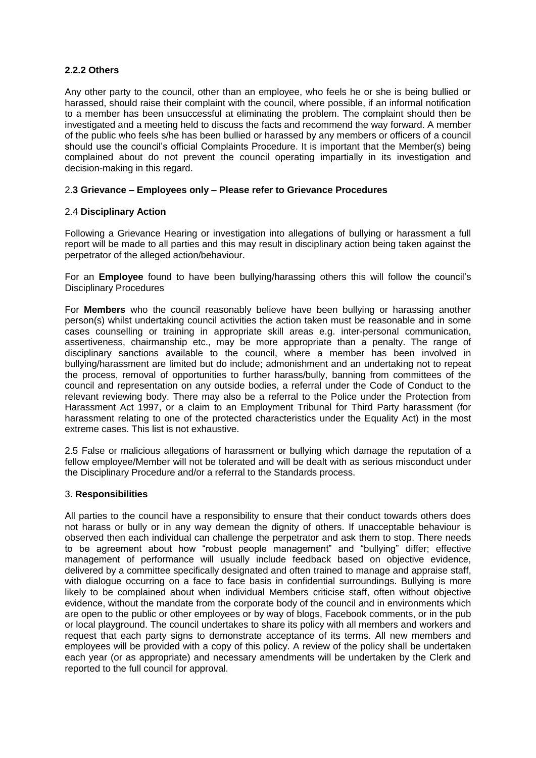### 2.2.2 Others

Any other party to the council, other than an employee, who feels he or she is being bullied or harassed, should raise their complaint with the council, where possible, if an informal notification to a member has been unsuccessful at eliminating the problem. The complaint should then be investigated and a meeting held to discuss the facts and recommend the way forward. A member of the public who feels s/he has been bullied or harassed by any members or officers of a council should use the council's official Complaints Procedure. It is important that the Member(s) being complained about do not prevent the council operating impartially in its investigation and decision-making in this regard.

### 2.3 Grievance – Employees only – Please refer to Grievance Procedures

### 2.4 Disciplinary Action

Following a Grievance Hearing or investigation into allegations of bullying or harassment a full report will be made to all parties and this may result in disciplinary action being taken against the perpetrator of the alleged action/behaviour.

For an **Employee** found to have been bullying/harassing others this will follow the council's Disciplinary Procedures

For **Members** who the council reasonably believe have been bullying or harassing another person(s) whilst undertaking council activities the action taken must be reasonable and in some cases counselling or training in appropriate skill areas e.g. inter-personal communication, assertiveness, chairmanship etc., may be more appropriate than a penalty. The range of disciplinary sanctions available to the council, where a member has been involved in bullying/harassment are limited but do include; admonishment and an undertaking not to repeat the process, removal of opportunities to further harass/bully, banning from committees of the council and representation on any outside bodies, a referral under the Code of Conduct to the relevant reviewing body. There may also be a referral to the Police under the Protection from Harassment Act 1997, or a claim to an Employment Tribunal for Third Party harassment (for harassment relating to one of the protected characteristics under the Equality Act) in the most extreme cases. This list is not exhaustive.

2.5 False or malicious allegations of harassment or bullying which damage the reputation of a fellow employee/Member will not be tolerated and will be dealt with as serious misconduct under the Disciplinary Procedure and/or a referral to the Standards process.

## 3. Responsibilities

All parties to the council have a responsibility to ensure that their conduct towards others does not harass or bully or in any way demean the dignity of others. If unacceptable behaviour is observed then each individual can challenge the perpetrator and ask them to stop. There needs to be agreement about how "robust people management" and "bullying" differ; effective management of performance will usually include feedback based on objective evidence, delivered by a committee specifically designated and often trained to manage and appraise staff, with dialogue occurring on a face to face basis in confidential surroundings. Bullying is more likely to be complained about when individual Members criticise staff, often without objective evidence, without the mandate from the corporate body of the council and in environments which are open to the public or other employees or by way of blogs, Facebook comments, or in the pub or local playground. The council undertakes to share its policy with all members and workers and request that each party signs to demonstrate acceptance of its terms. All new members and employees will be provided with a copy of this policy. A review of the policy shall be undertaken each year (or as appropriate) and necessary amendments will be undertaken by the Clerk and reported to the full council for approval.